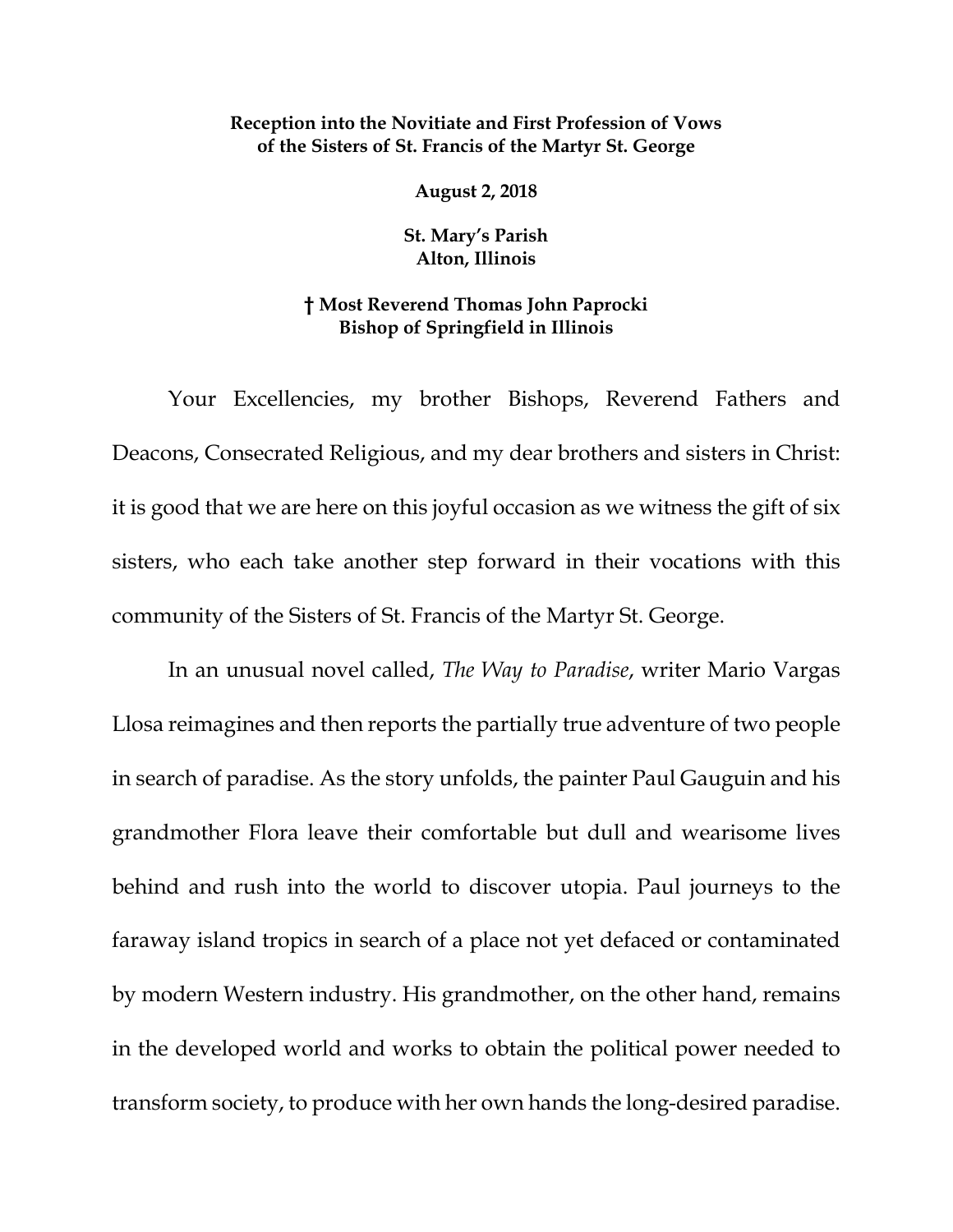**Reception into the Novitiate and First Profession of Vows of the Sisters of St. Francis of the Martyr St. George**

**August 2, 2018**

**St. Mary's Parish**
**Alton, Illinois**

**† Most Reverend Thomas John Paprocki**
**Bishop of Springfield in Illinois**

Your Excellencies, my brother Bishops, Reverend Fathers and Deacons, Consecrated Religious, and my dear brothers and sisters in Christ: it is good that we are here on this joyful occasion as we witness the gift of six sisters, who each take another step forward in their vocations with this community of the Sisters of St. Francis of the Martyr St. George.

In an unusual novel called, *The Way to Paradise*, writer Mario Vargas Llosa reimagines and then reports the partially true adventure of two people in search of paradise. As the story unfolds, the painter Paul Gauguin and his grandmother Flora leave their comfortable but dull and wearisome lives behind and rush into the world to discover utopia. Paul journeys to the faraway island tropics in search of a place not yet defaced or contaminated by modern Western industry. His grandmother, on the other hand, remains in the developed world and works to obtain the political power needed to transform society, to produce with her own hands the long-desired paradise.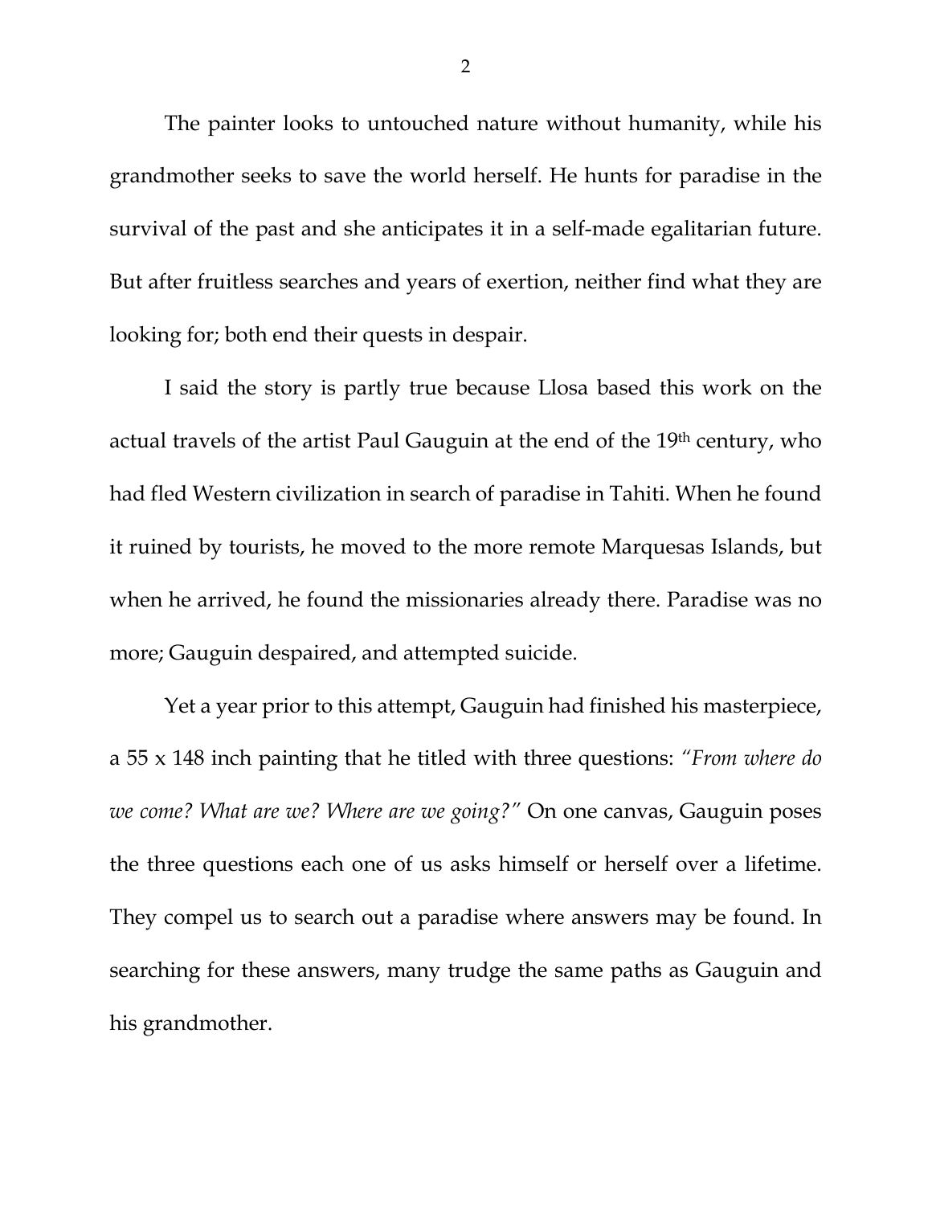The painter looks to untouched nature without humanity, while his grandmother seeks to save the world herself. He hunts for paradise in the survival of the past and she anticipates it in a self-made egalitarian future. But after fruitless searches and years of exertion, neither find what they are looking for; both end their quests in despair.

I said the story is partly true because Llosa based this work on the actual travels of the artist Paul Gauguin at the end of the 19th century, who had fled Western civilization in search of paradise in Tahiti. When he found it ruined by tourists, he moved to the more remote Marquesas Islands, but when he arrived, he found the missionaries already there. Paradise was no more; Gauguin despaired, and attempted suicide.

Yet a year prior to this attempt, Gauguin had finished his masterpiece, a 55 x 148 inch painting that he titled with three questions: *"From where do we come? What are we? Where are we going?"* On one canvas, Gauguin poses the three questions each one of us asks himself or herself over a lifetime. They compel us to search out a paradise where answers may be found. In searching for these answers, many trudge the same paths as Gauguin and his grandmother.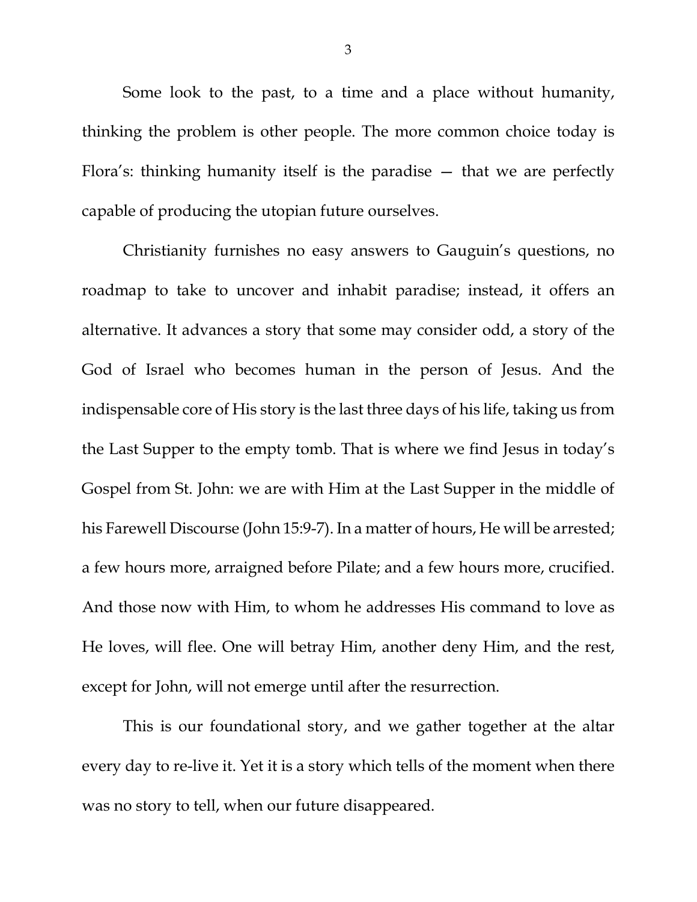Some look to the past, to a time and a place without humanity, thinking the problem is other people. The more common choice today is Flora's: thinking humanity itself is the paradise — that we are perfectly capable of producing the utopian future ourselves.

Christianity furnishes no easy answers to Gauguin's questions, no roadmap to take to uncover and inhabit paradise; instead, it offers an alternative. It advances a story that some may consider odd, a story of the God of Israel who becomes human in the person of Jesus. And the indispensable core of His story is the last three days of his life, taking us from the Last Supper to the empty tomb. That is where we find Jesus in today's Gospel from St. John: we are with Him at the Last Supper in the middle of his Farewell Discourse (John 15:9-7). In a matter of hours, He will be arrested; a few hours more, arraigned before Pilate; and a few hours more, crucified. And those now with Him, to whom he addresses His command to love as He loves, will flee. One will betray Him, another deny Him, and the rest, except for John, will not emerge until after the resurrection.

This is our foundational story, and we gather together at the altar every day to re-live it. Yet it is a story which tells of the moment when there was no story to tell, when our future disappeared.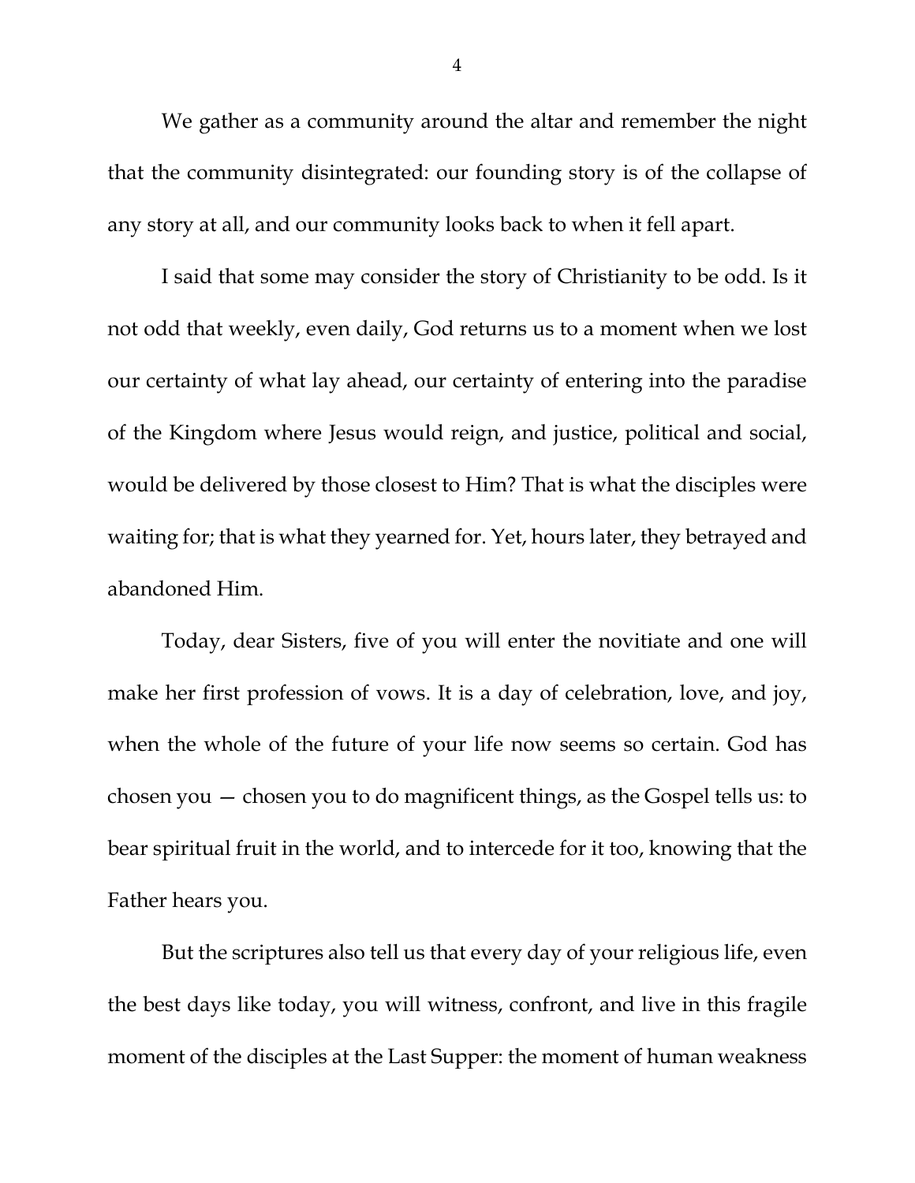We gather as a community around the altar and remember the night that the community disintegrated: our founding story is of the collapse of any story at all, and our community looks back to when it fell apart.

I said that some may consider the story of Christianity to be odd. Is it not odd that weekly, even daily, God returns us to a moment when we lost our certainty of what lay ahead, our certainty of entering into the paradise of the Kingdom where Jesus would reign, and justice, political and social, would be delivered by those closest to Him? That is what the disciples were waiting for; that is what they yearned for. Yet, hours later, they betrayed and abandoned Him.

Today, dear Sisters, five of you will enter the novitiate and one will make her first profession of vows. It is a day of celebration, love, and joy, when the whole of the future of your life now seems so certain. God has chosen you — chosen you to do magnificent things, as the Gospel tells us: to bear spiritual fruit in the world, and to intercede for it too, knowing that the Father hears you.

But the scriptures also tell us that every day of your religious life, even the best days like today, you will witness, confront, and live in this fragile moment of the disciples at the Last Supper: the moment of human weakness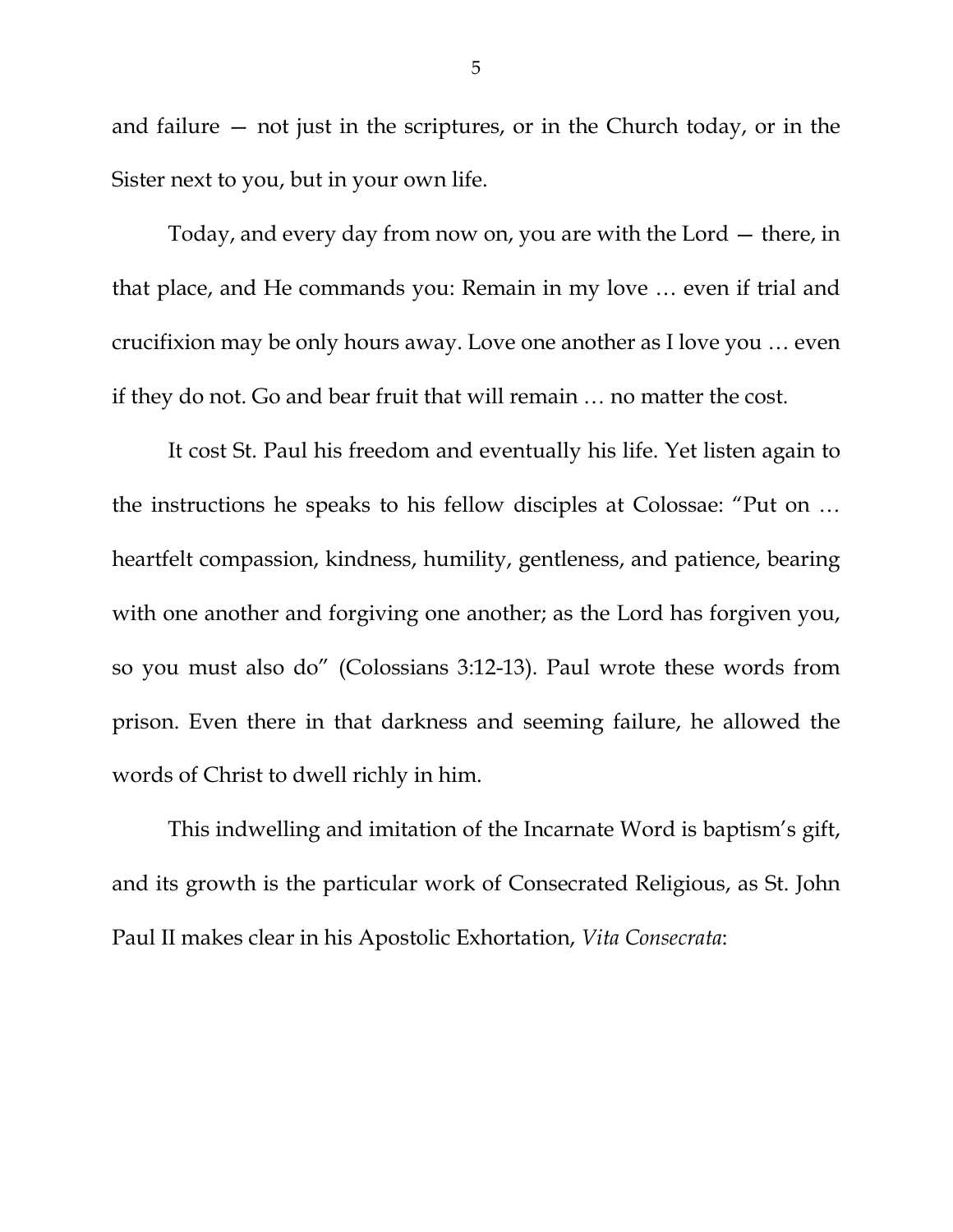and failure — not just in the scriptures, or in the Church today, or in the Sister next to you, but in your own life.

Today, and every day from now on, you are with the Lord — there, in that place, and He commands you: Remain in my love … even if trial and crucifixion may be only hours away. Love one another as I love you … even if they do not. Go and bear fruit that will remain … no matter the cost.

It cost St. Paul his freedom and eventually his life. Yet listen again to the instructions he speaks to his fellow disciples at Colossae: "Put on … heartfelt compassion, kindness, humility, gentleness, and patience, bearing with one another and forgiving one another; as the Lord has forgiven you, so you must also do" (Colossians 3:12-13). Paul wrote these words from prison. Even there in that darkness and seeming failure, he allowed the words of Christ to dwell richly in him.

This indwelling and imitation of the Incarnate Word is baptism's gift, and its growth is the particular work of Consecrated Religious, as St. John Paul II makes clear in his Apostolic Exhortation, *Vita Consecrata*: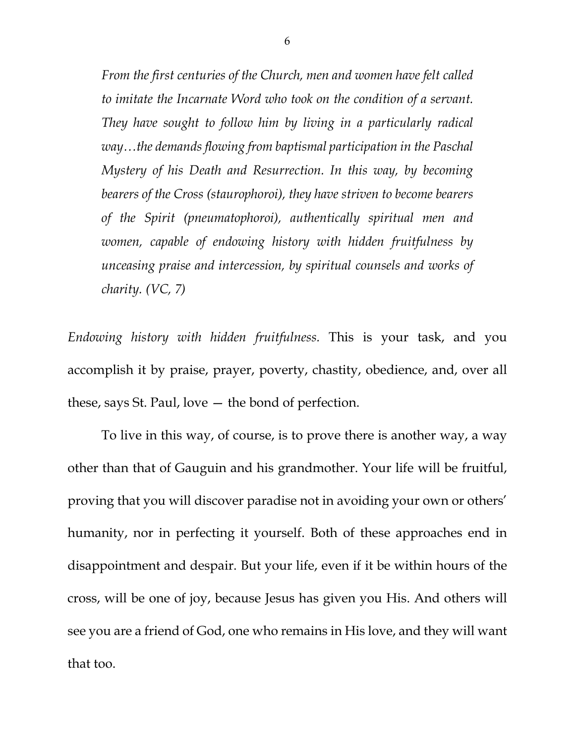> *From the first centuries of the Church, men and women have felt called to imitate the Incarnate Word who took on the condition of a servant. They have sought to follow him by living in a particularly radical way…the demands flowing from baptismal participation in the Paschal Mystery of his Death and Resurrection. In this way, by becoming bearers of the Cross (staurophoroi), they have striven to become bearers of the Spirit (pneumatophoroi), authentically spiritual men and women, capable of endowing history with hidden fruitfulness by unceasing praise and intercession, by spiritual counsels and works of charity. (VC, 7)*

*Endowing history with hidden fruitfulness.* This is your task, and you accomplish it by praise, prayer, poverty, chastity, obedience, and, over all these, says St. Paul, love — the bond of perfection.

To live in this way, of course, is to prove there is another way, a way other than that of Gauguin and his grandmother. Your life will be fruitful, proving that you will discover paradise not in avoiding your own or others' humanity, nor in perfecting it yourself. Both of these approaches end in disappointment and despair. But your life, even if it be within hours of the cross, will be one of joy, because Jesus has given you His. And others will see you are a friend of God, one who remains in His love, and they will want that too.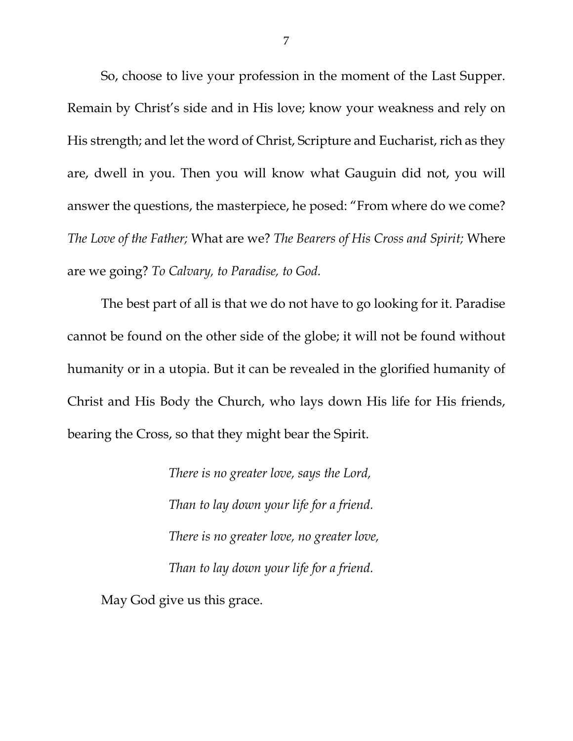So, choose to live your profession in the moment of the Last Supper. Remain by Christ's side and in His love; know your weakness and rely on His strength; and let the word of Christ, Scripture and Eucharist, rich as they are, dwell in you. Then you will know what Gauguin did not, you will answer the questions, the masterpiece, he posed: "From where do we come? *The Love of the Father;* What are we? *The Bearers of His Cross and Spirit;* Where are we going? *To Calvary, to Paradise, to God.*

The best part of all is that we do not have to go looking for it. Paradise cannot be found on the other side of the globe; it will not be found without humanity or in a utopia. But it can be revealed in the glorified humanity of Christ and His Body the Church, who lays down His life for His friends, bearing the Cross, so that they might bear the Spirit.

> *There is no greater love, says the Lord,*
> *Than to lay down your life for a friend.*
> *There is no greater love, no greater love,*
> *Than to lay down your life for a friend.*

May God give us this grace.